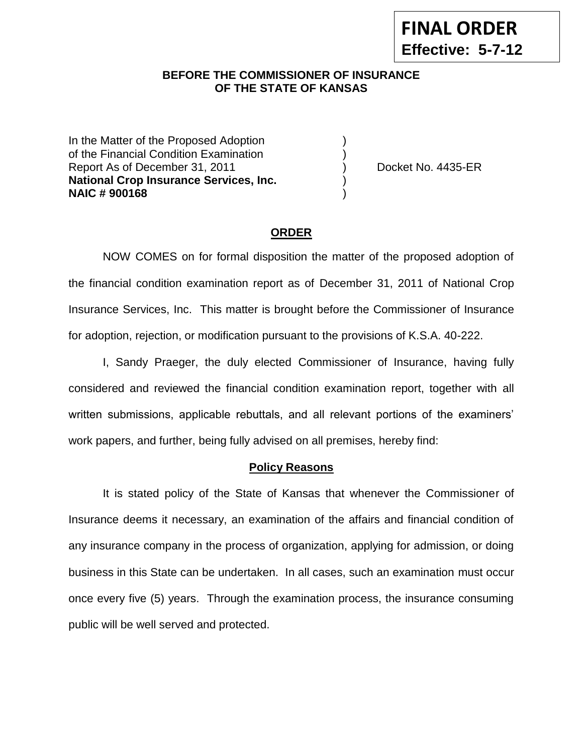**FINAL ORDER**
**Effective: 5-7-12**

**BEFORE THE COMMISSIONER OF INSURANCE**
**OF THE STATE OF KANSAS**

In the Matter of the Proposed Adoption )
of the Financial Condition Examination )
Report As of December 31, 2011 ) Docket No. 4435-ER
**National Crop Insurance Services, Inc.** )
**NAIC # 900168** )

**ORDER**

NOW COMES on for formal disposition the matter of the proposed adoption of the financial condition examination report as of December 31, 2011 of National Crop Insurance Services, Inc. This matter is brought before the Commissioner of Insurance for adoption, rejection, or modification pursuant to the provisions of K.S.A. 40-222.

I, Sandy Praeger, the duly elected Commissioner of Insurance, having fully considered and reviewed the financial condition examination report, together with all written submissions, applicable rebuttals, and all relevant portions of the examiners' work papers, and further, being fully advised on all premises, hereby find:

**Policy Reasons**

It is stated policy of the State of Kansas that whenever the Commissioner of Insurance deems it necessary, an examination of the affairs and financial condition of any insurance company in the process of organization, applying for admission, or doing business in this State can be undertaken. In all cases, such an examination must occur once every five (5) years. Through the examination process, the insurance consuming public will be well served and protected.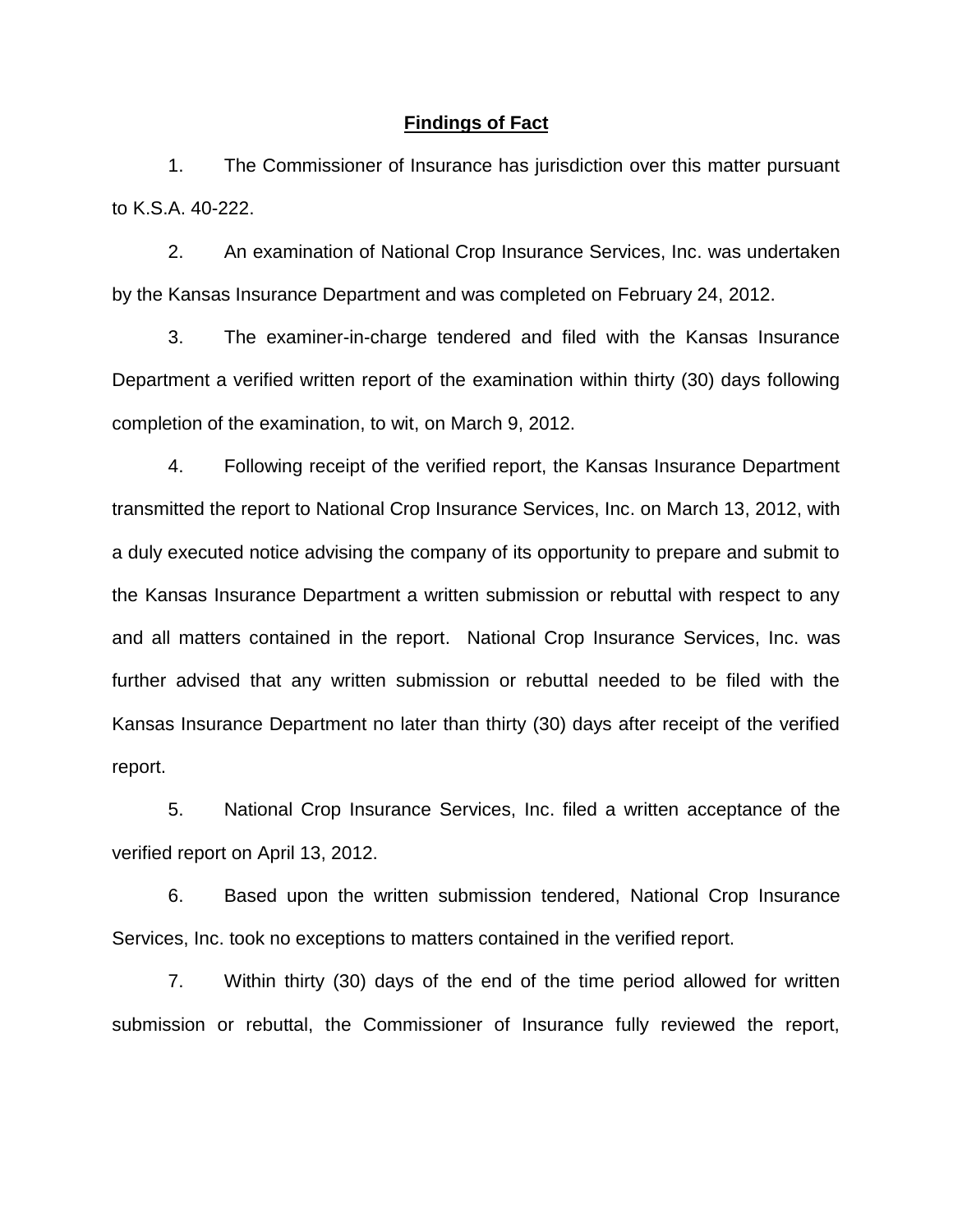## Findings of Fact

1. The Commissioner of Insurance has jurisdiction over this matter pursuant to K.S.A. 40-222.

2. An examination of National Crop Insurance Services, Inc. was undertaken by the Kansas Insurance Department and was completed on February 24, 2012.

3. The examiner-in-charge tendered and filed with the Kansas Insurance Department a verified written report of the examination within thirty (30) days following completion of the examination, to wit, on March 9, 2012.

4. Following receipt of the verified report, the Kansas Insurance Department transmitted the report to National Crop Insurance Services, Inc. on March 13, 2012, with a duly executed notice advising the company of its opportunity to prepare and submit to the Kansas Insurance Department a written submission or rebuttal with respect to any and all matters contained in the report. National Crop Insurance Services, Inc. was further advised that any written submission or rebuttal needed to be filed with the Kansas Insurance Department no later than thirty (30) days after receipt of the verified report.

5. National Crop Insurance Services, Inc. filed a written acceptance of the verified report on April 13, 2012.

6. Based upon the written submission tendered, National Crop Insurance Services, Inc. took no exceptions to matters contained in the verified report.

7. Within thirty (30) days of the end of the time period allowed for written submission or rebuttal, the Commissioner of Insurance fully reviewed the report,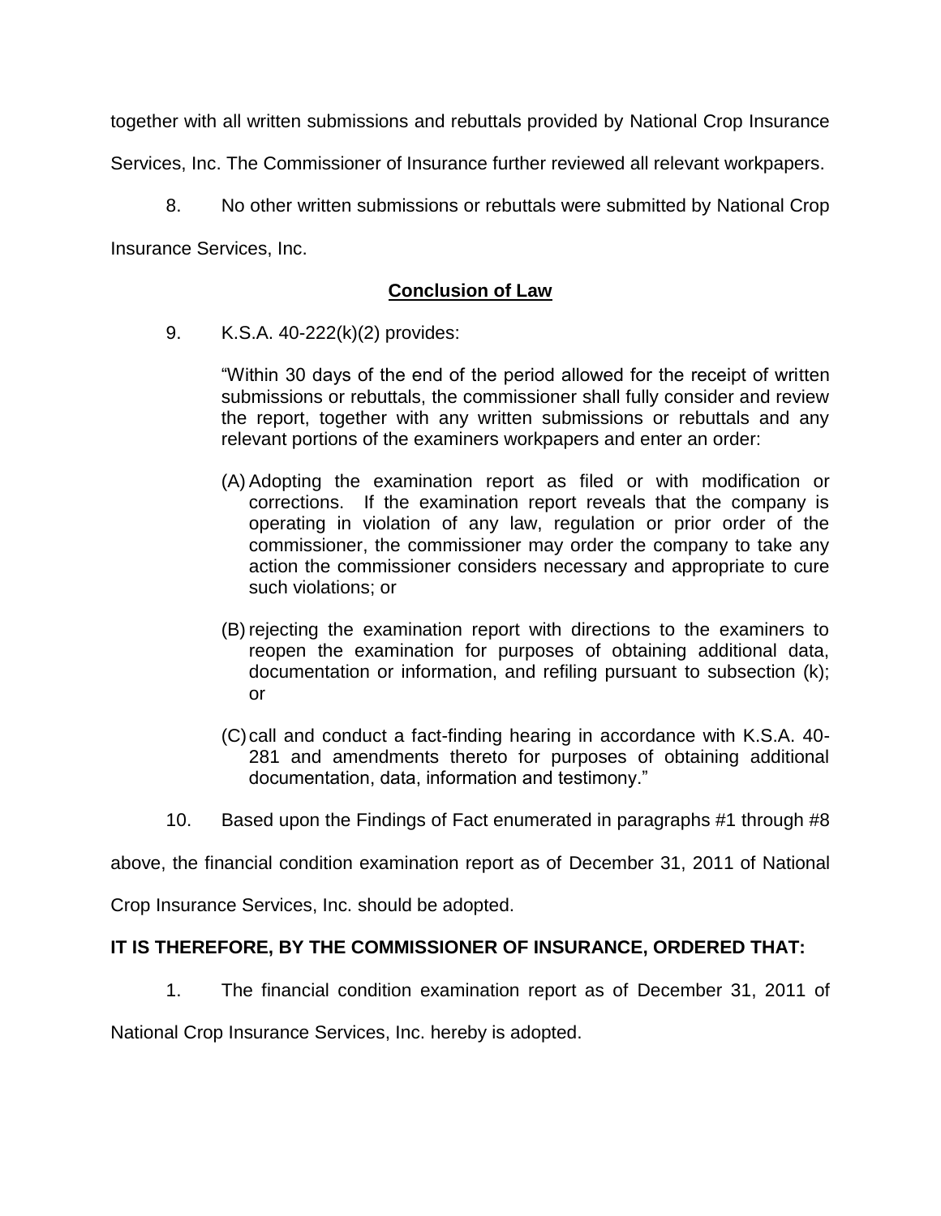together with all written submissions and rebuttals provided by National Crop Insurance Services, Inc. The Commissioner of Insurance further reviewed all relevant workpapers.

8. No other written submissions or rebuttals were submitted by National Crop Insurance Services, Inc.

## **Conclusion of Law**

9. K.S.A. 40-222(k)(2) provides:

> "Within 30 days of the end of the period allowed for the receipt of written submissions or rebuttals, the commissioner shall fully consider and review the report, together with any written submissions or rebuttals and any relevant portions of the examiners workpapers and enter an order:
>
> (A) Adopting the examination report as filed or with modification or corrections. If the examination report reveals that the company is operating in violation of any law, regulation or prior order of the commissioner, the commissioner may order the company to take any action the commissioner considers necessary and appropriate to cure such violations; or
>
> (B) rejecting the examination report with directions to the examiners to reopen the examination for purposes of obtaining additional data, documentation or information, and refiling pursuant to subsection (k); or
>
> (C) call and conduct a fact-finding hearing in accordance with K.S.A. 40-281 and amendments thereto for purposes of obtaining additional documentation, data, information and testimony."

10. Based upon the Findings of Fact enumerated in paragraphs #1 through #8 above, the financial condition examination report as of December 31, 2011 of National Crop Insurance Services, Inc. should be adopted.

**IT IS THEREFORE, BY THE COMMISSIONER OF INSURANCE, ORDERED THAT:**

1. The financial condition examination report as of December 31, 2011 of National Crop Insurance Services, Inc. hereby is adopted.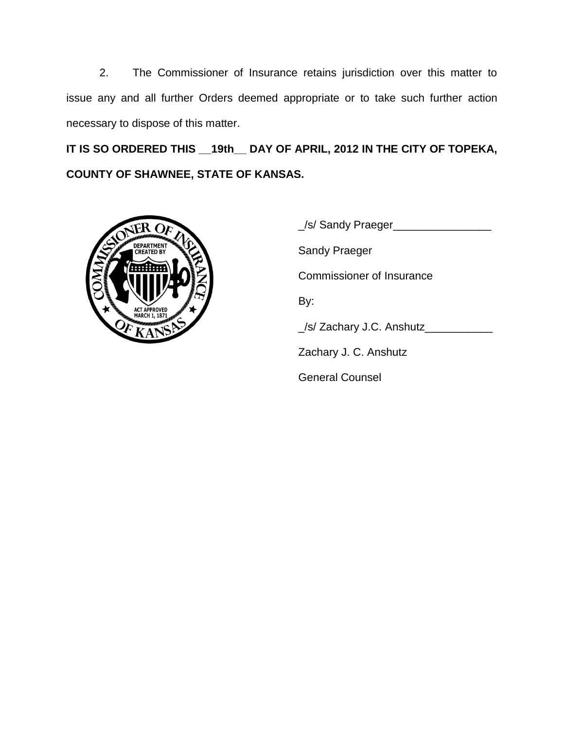2. The Commissioner of Insurance retains jurisdiction over this matter to issue any and all further Orders deemed appropriate or to take such further action necessary to dispose of this matter.

**IT IS SO ORDERED THIS __19th__ DAY OF APRIL, 2012 IN THE CITY OF TOPEKA, COUNTY OF SHAWNEE, STATE OF KANSAS.**

_/s/ Sandy Praeger________________

Sandy Praeger

Commissioner of Insurance

By:

_/s/ Zachary J.C. Anshutz___________

Zachary J. C. Anshutz

General Counsel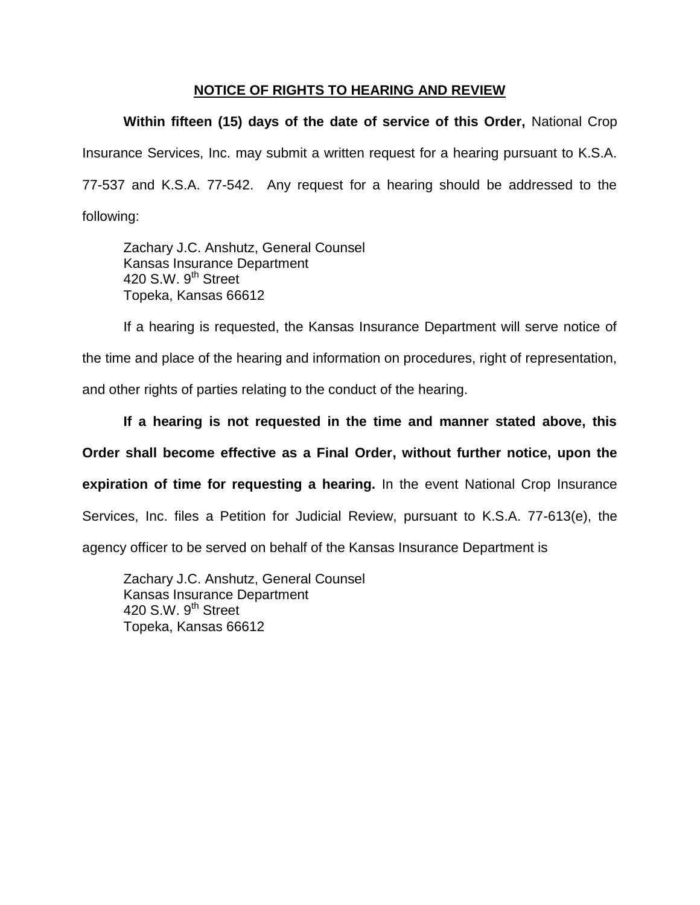## NOTICE OF RIGHTS TO HEARING AND REVIEW

**Within fifteen (15) days of the date of service of this Order,** National Crop Insurance Services, Inc. may submit a written request for a hearing pursuant to K.S.A. 77-537 and K.S.A. 77-542. Any request for a hearing should be addressed to the following:

Zachary J.C. Anshutz, General Counsel
Kansas Insurance Department
420 S.W. 9th Street
Topeka, Kansas 66612

If a hearing is requested, the Kansas Insurance Department will serve notice of the time and place of the hearing and information on procedures, right of representation, and other rights of parties relating to the conduct of the hearing.

**If a hearing is not requested in the time and manner stated above, this Order shall become effective as a Final Order, without further notice, upon the expiration of time for requesting a hearing.** In the event National Crop Insurance Services, Inc. files a Petition for Judicial Review, pursuant to K.S.A. 77-613(e), the agency officer to be served on behalf of the Kansas Insurance Department is

Zachary J.C. Anshutz, General Counsel
Kansas Insurance Department
420 S.W. 9th Street
Topeka, Kansas 66612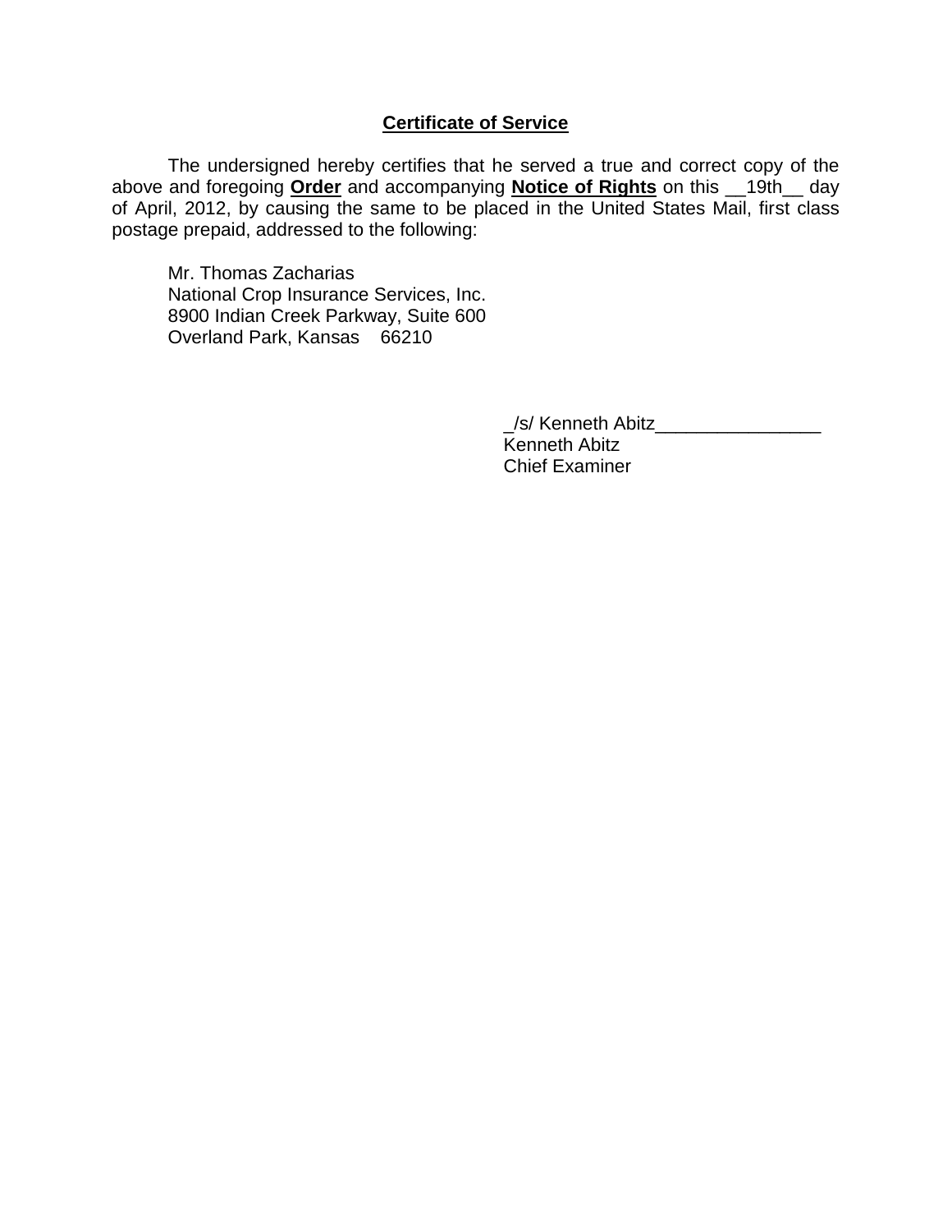## Certificate of Service

The undersigned hereby certifies that he served a true and correct copy of the above and foregoing **Order** and accompanying **Notice of Rights** on this __19th__ day of April, 2012, by causing the same to be placed in the United States Mail, first class postage prepaid, addressed to the following:

Mr. Thomas Zacharias
National Crop Insurance Services, Inc.
8900 Indian Creek Parkway, Suite 600
Overland Park, Kansas 66210

_/s/ Kenneth Abitz________________
Kenneth Abitz
Chief Examiner